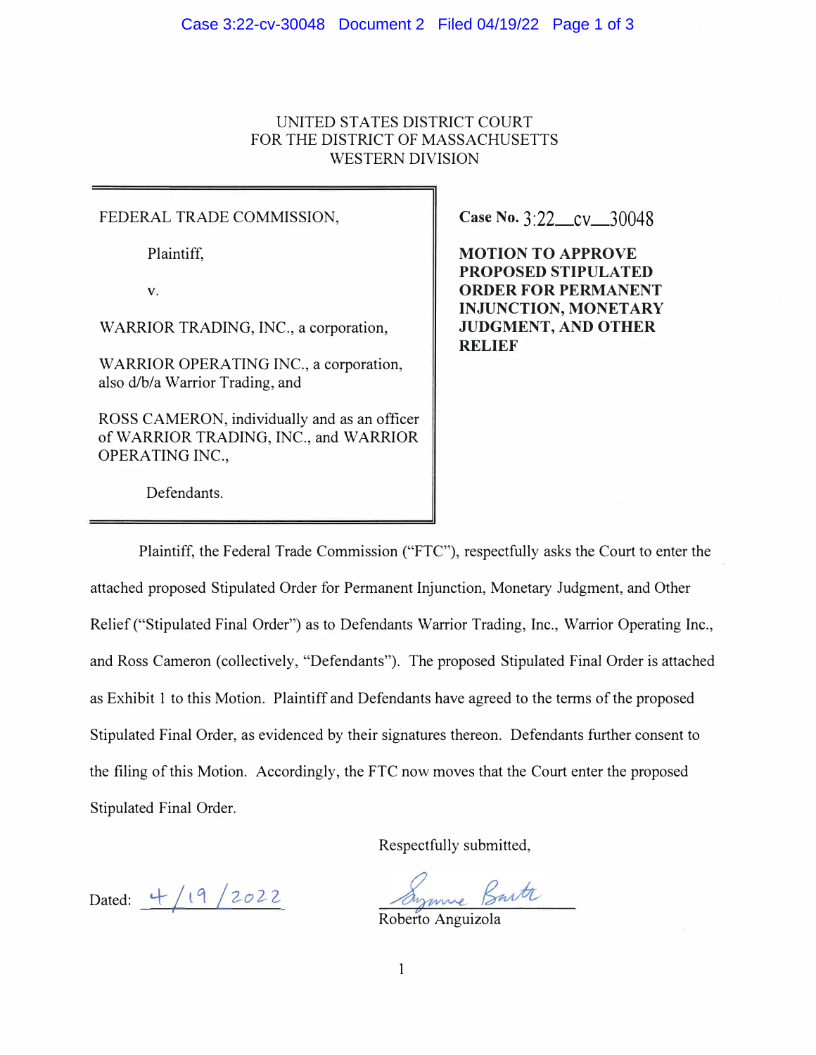UNITED STATES DISTRICT COURT
FOR THE DISTRICT OF MASSACHUSETTS
WESTERN DIVISION

FEDERAL TRADE COMMISSION,

Plaintiff,

v.

WARRIOR TRADING, INC., a corporation,

WARRIOR OPERATING INC., a corporation, also d/b/a Warrior Trading, and

ROSS CAMERON, individually and as an officer of WARRIOR TRADING, INC., and WARRIOR OPERATING INC.,

Defendants.

**Case No.** 3:22\_\_cv\_\_30048

**MOTION TO APPROVE PROPOSED STIPULATED ORDER FOR PERMANENT INJUNCTION, MONETARY JUDGMENT, AND OTHER RELIEF**

Plaintiff, the Federal Trade Commission ("FTC"), respectfully asks the Court to enter the attached proposed Stipulated Order for Permanent Injunction, Monetary Judgment, and Other Relief ("Stipulated Final Order") as to Defendants Warrior Trading, Inc., Warrior Operating Inc., and Ross Cameron (collectively, "Defendants"). The proposed Stipulated Final Order is attached as Exhibit 1 to this Motion. Plaintiff and Defendants have agreed to the terms of the proposed Stipulated Final Order, as evidenced by their signatures thereon. Defendants further consent to the filing of this Motion. Accordingly, the FTC now moves that the Court enter the proposed Stipulated Final Order.

Respectfully submitted,

Dated: 4/19/2022

Roberto Anguizola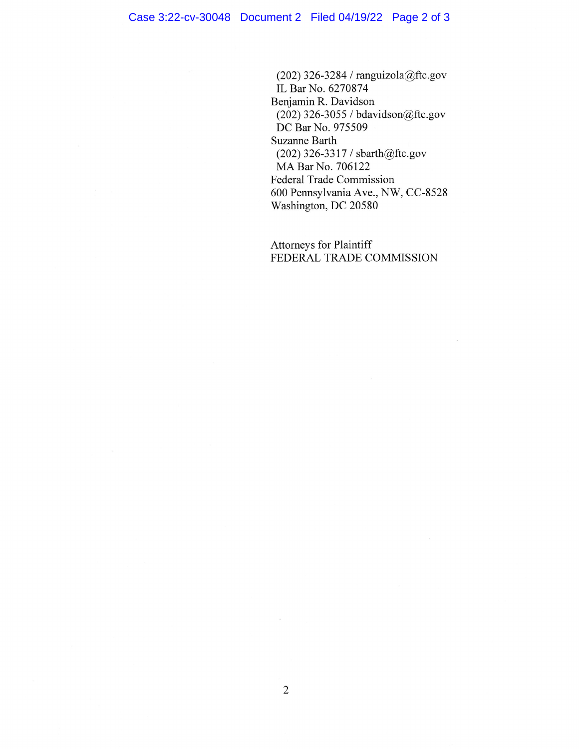(202) 326-3284 / ranguizola@ftc.gov
IL Bar No. 6270874
Benjamin R. Davidson
(202) 326-3055 / bdavidson@ftc.gov
DC Bar No. 975509
Suzanne Barth
(202) 326-3317 / sbarth@ftc.gov
MA Bar No. 706122
Federal Trade Commission
600 Pennsylvania Ave., NW, CC-8528
Washington, DC 20580

Attorneys for Plaintiff
FEDERAL TRADE COMMISSION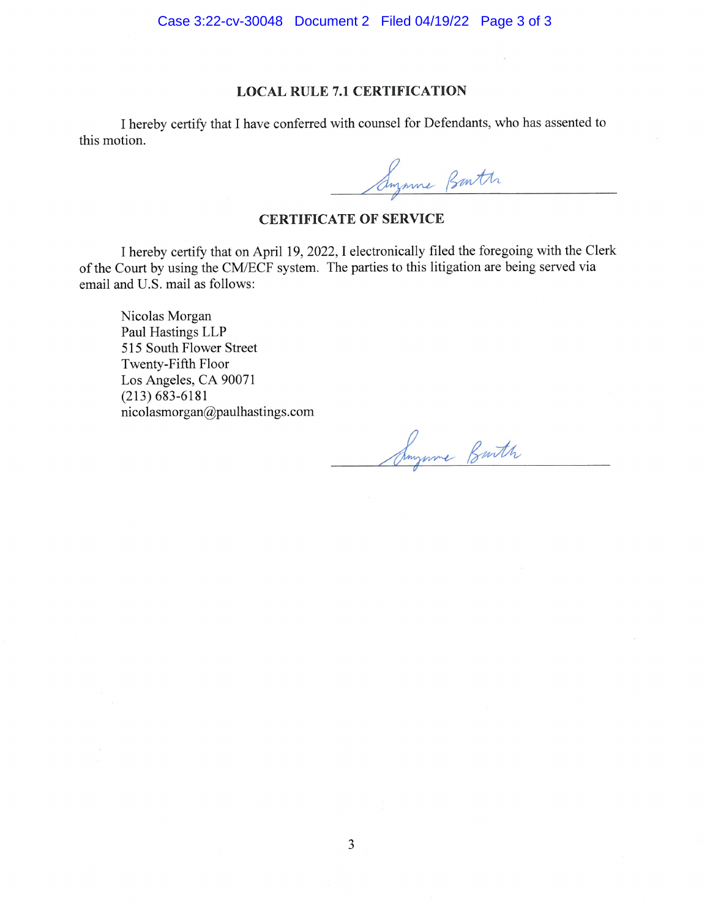## LOCAL RULE 7.1 CERTIFICATION

I hereby certify that I have conferred with counsel for Defendants, who has assented to this motion.

/s/ Suzanne Booth

## CERTIFICATE OF SERVICE

I hereby certify that on April 19, 2022, I electronically filed the foregoing with the Clerk of the Court by using the CM/ECF system. The parties to this litigation are being served via email and U.S. mail as follows:

Nicolas Morgan
Paul Hastings LLP
515 South Flower Street
Twenty-Fifth Floor
Los Angeles, CA 90071
(213) 683-6181
nicolasmorgan@paulhastings.com

/s/ Suzanne Booth